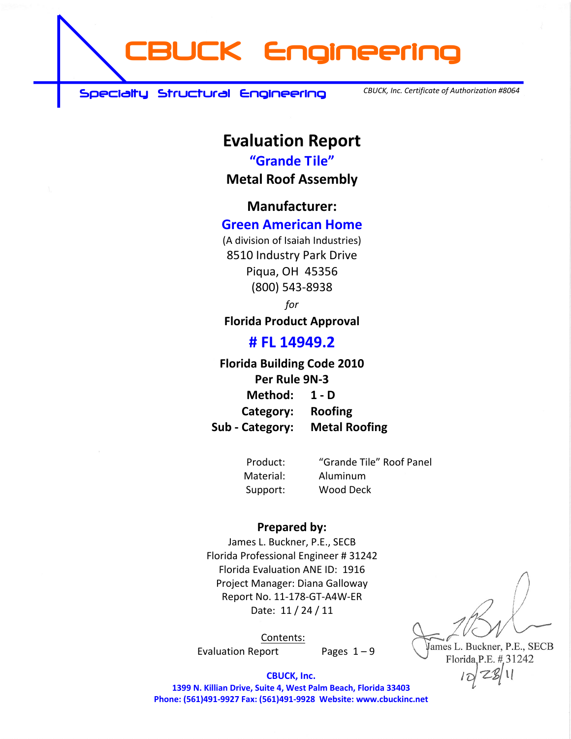# CBUCK Engineering

Specialty Structural Engineering

*CBUCK, Inc. Certificate of Authorization #8064*

## Evaluation Report

### "Grande Tile"

### Metal Roof Assembly

**Manufacturer:**

**Green American Home**

(A division of Isaiah Industries)
8510 Industry Park Drive
Piqua, OH 45356
(800) 543-8938

*for*

**Florida Product Approval**

## # FL 14949.2

**Florida Building Code 2010**
**Per Rule 9N-3**

**Method:** 1 - D
**Category:** Roofing
**Sub - Category:** Metal Roofing

| | |
|---|---|
| Product: | "Grande Tile" Roof Panel |
| Material: | Aluminum |
| Support: | Wood Deck |

**Prepared by:**

James L. Buckner, P.E., SECB
Florida Professional Engineer # 31242
Florida Evaluation ANE ID: 1916
Project Manager: Diana Galloway
Report No. 11-178-GT-A4W-ER
Date: 11 / 24 / 11

Contents:

| | |
|---|---|
| Evaluation Report | Pages 1 – 9 |

James L. Buckner, P.E., SECB
Florida P.E. # 31242
10/28/11

**CBUCK, Inc.**
**1399 N. Killian Drive, Suite 4, West Palm Beach, Florida 33403**
**Phone: (561)491-9927 Fax: (561)491-9928 Website: www.cbuckinc.net**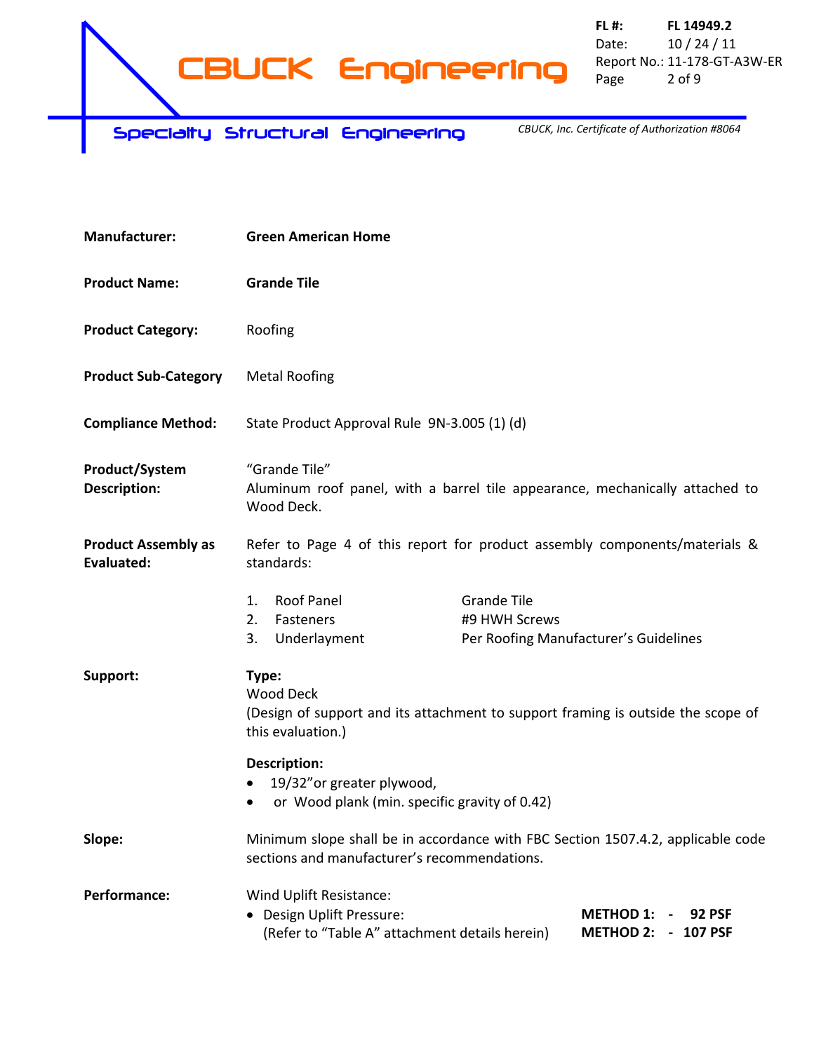| | |
|---|---|
| **Manufacturer:** | **Green American Home** |
| **Product Name:** | **Grande Tile** |
| **Product Category:** | Roofing |
| **Product Sub-Category** | Metal Roofing |
| **Compliance Method:** | State Product Approval Rule 9N-3.005 (1) (d) |
| **Product/System Description:** | "Grande Tile"<br>Aluminum roof panel, with a barrel tile appearance, mechanically attached to Wood Deck. |
| **Product Assembly as Evaluated:** | Refer to Page 4 of this report for product assembly components/materials & standards: |

1. Roof Panel — Grande Tile
2. Fasteners — #9 HWH Screws
3. Underlayment — Per Roofing Manufacturer's Guidelines

**Support:**

**Type:**
Wood Deck
(Design of support and its attachment to support framing is outside the scope of this evaluation.)

**Description:**
- 19/32"or greater plywood,
- or Wood plank (min. specific gravity of 0.42)

**Slope:** Minimum slope shall be in accordance with FBC Section 1507.4.2, applicable code sections and manufacturer's recommendations.

**Performance:** Wind Uplift Resistance:

- Design Uplift Pressure: (Refer to "Table A" attachment details herein) — **METHOD 1: - 92 PSF**; **METHOD 2: - 107 PSF**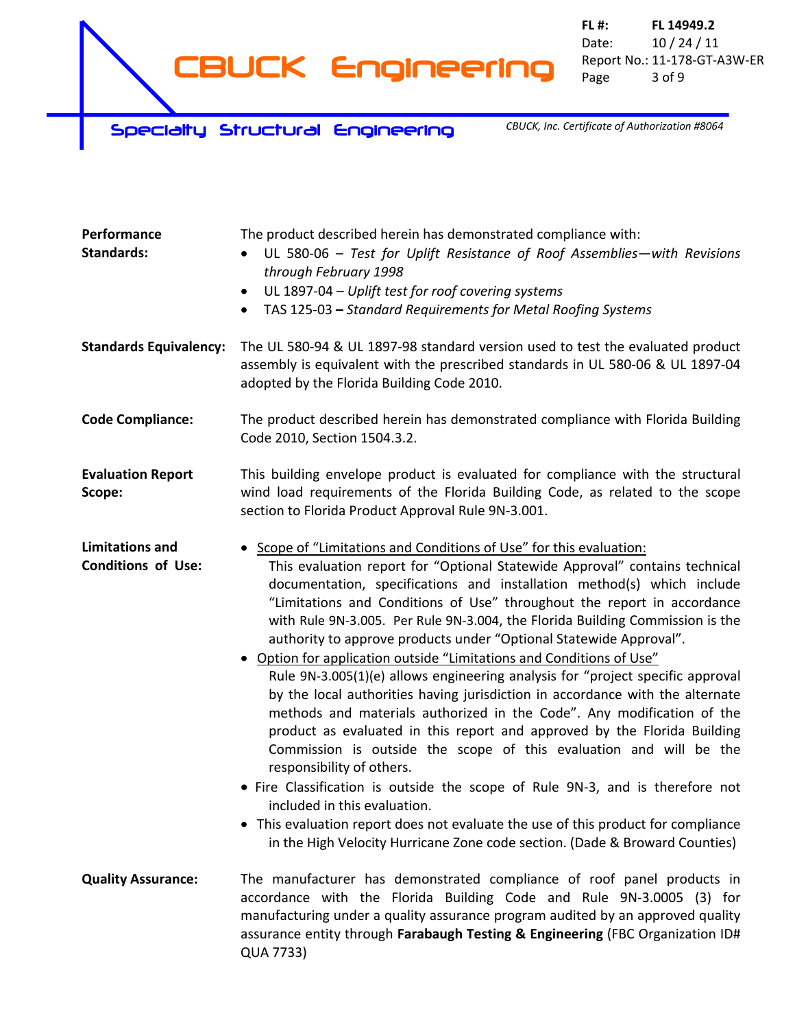**Performance Standards:**

The product described herein has demonstrated compliance with:

- UL 580-06 – *Test for Uplift Resistance of Roof Assemblies—with Revisions through February 1998*
- UL 1897-04 – *Uplift test for roof covering systems*
- TAS 125-03 – *Standard Requirements for Metal Roofing Systems*

**Standards Equivalency:**

The UL 580-94 & UL 1897-98 standard version used to test the evaluated product assembly is equivalent with the prescribed standards in UL 580-06 & UL 1897-04 adopted by the Florida Building Code 2010.

**Code Compliance:**

The product described herein has demonstrated compliance with Florida Building Code 2010, Section 1504.3.2.

**Evaluation Report Scope:**

This building envelope product is evaluated for compliance with the structural wind load requirements of the Florida Building Code, as related to the scope section to Florida Product Approval Rule 9N-3.001.

**Limitations and Conditions of Use:**

- Scope of "Limitations and Conditions of Use" for this evaluation:
  This evaluation report for "Optional Statewide Approval" contains technical documentation, specifications and installation method(s) which include "Limitations and Conditions of Use" throughout the report in accordance with Rule 9N-3.005. Per Rule 9N-3.004, the Florida Building Commission is the authority to approve products under "Optional Statewide Approval".
- Option for application outside "Limitations and Conditions of Use"
  Rule 9N-3.005(1)(e) allows engineering analysis for "project specific approval by the local authorities having jurisdiction in accordance with the alternate methods and materials authorized in the Code". Any modification of the product as evaluated in this report and approved by the Florida Building Commission is outside the scope of this evaluation and will be the responsibility of others.
- Fire Classification is outside the scope of Rule 9N-3, and is therefore not included in this evaluation.
- This evaluation report does not evaluate the use of this product for compliance in the High Velocity Hurricane Zone code section. (Dade & Broward Counties)

**Quality Assurance:**

The manufacturer has demonstrated compliance of roof panel products in accordance with the Florida Building Code and Rule 9N-3.0005 (3) for manufacturing under a quality assurance program audited by an approved quality assurance entity through **Farabaugh Testing & Engineering** (FBC Organization ID# QUA 7733)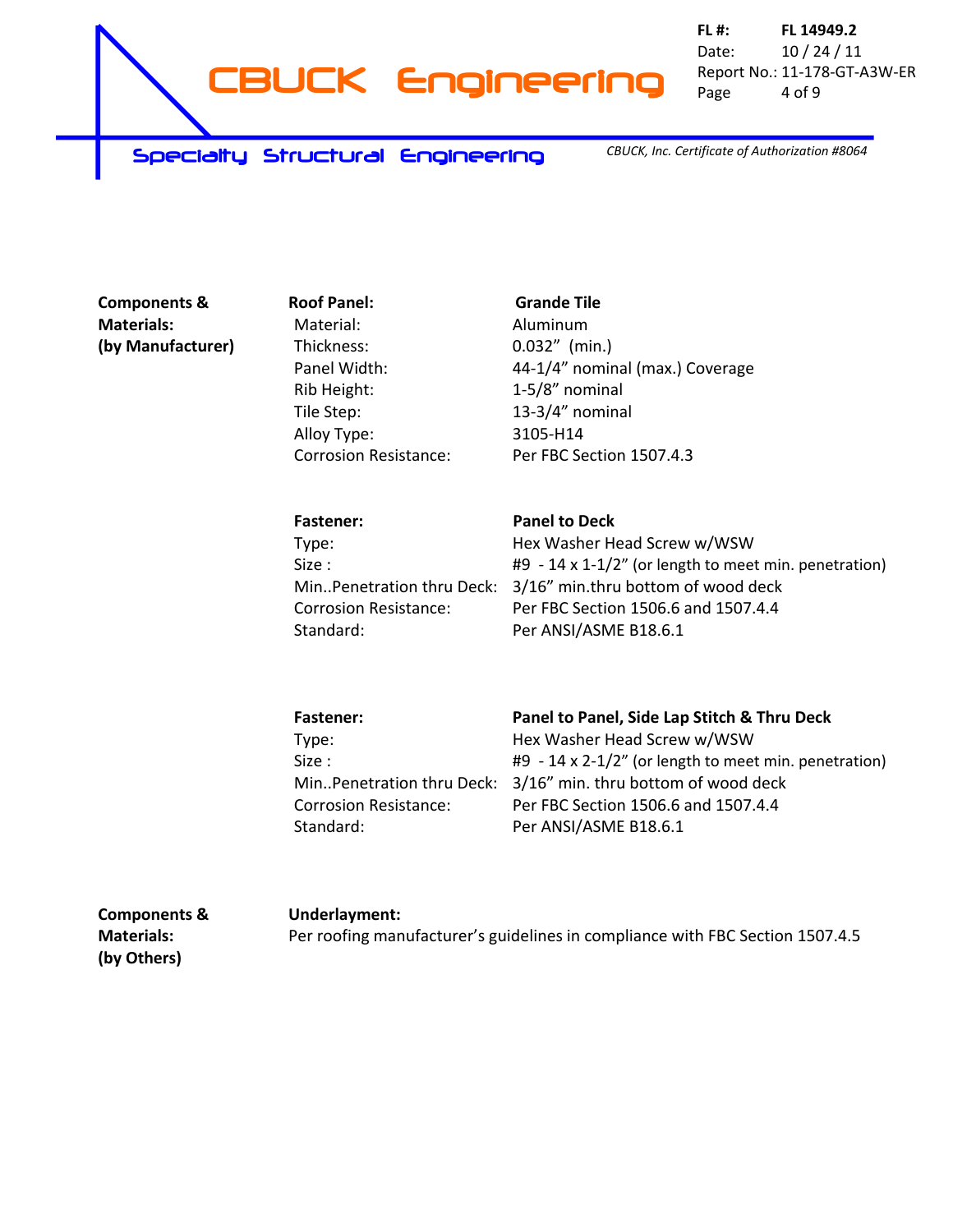**Components & Materials: (by Manufacturer)**

**Roof Panel:** **Grande Tile**

| | |
|---|---|
| Material: | Aluminum |
| Thickness: | 0.032" (min.) |
| Panel Width: | 44-1/4" nominal (max.) Coverage |
| Rib Height: | 1-5/8" nominal |
| Tile Step: | 13-3/4" nominal |
| Alloy Type: | 3105-H14 |
| Corrosion Resistance: | Per FBC Section 1507.4.3 |

**Fastener:** **Panel to Deck**

| | |
|---|---|
| Type: | Hex Washer Head Screw w/WSW |
| Size : | #9 - 14 x 1-1/2" (or length to meet min. penetration) |
| Min..Penetration thru Deck: | 3/16" min.thru bottom of wood deck |
| Corrosion Resistance: | Per FBC Section 1506.6 and 1507.4.4 |
| Standard: | Per ANSI/ASME B18.6.1 |

**Fastener:** **Panel to Panel, Side Lap Stitch & Thru Deck**

| | |
|---|---|
| Type: | Hex Washer Head Screw w/WSW |
| Size : | #9 - 14 x 2-1/2" (or length to meet min. penetration) |
| Min..Penetration thru Deck: | 3/16" min. thru bottom of wood deck |
| Corrosion Resistance: | Per FBC Section 1506.6 and 1507.4.4 |
| Standard: | Per ANSI/ASME B18.6.1 |

**Components & Materials: (by Others)**

**Underlayment:**
Per roofing manufacturer's guidelines in compliance with FBC Section 1507.4.5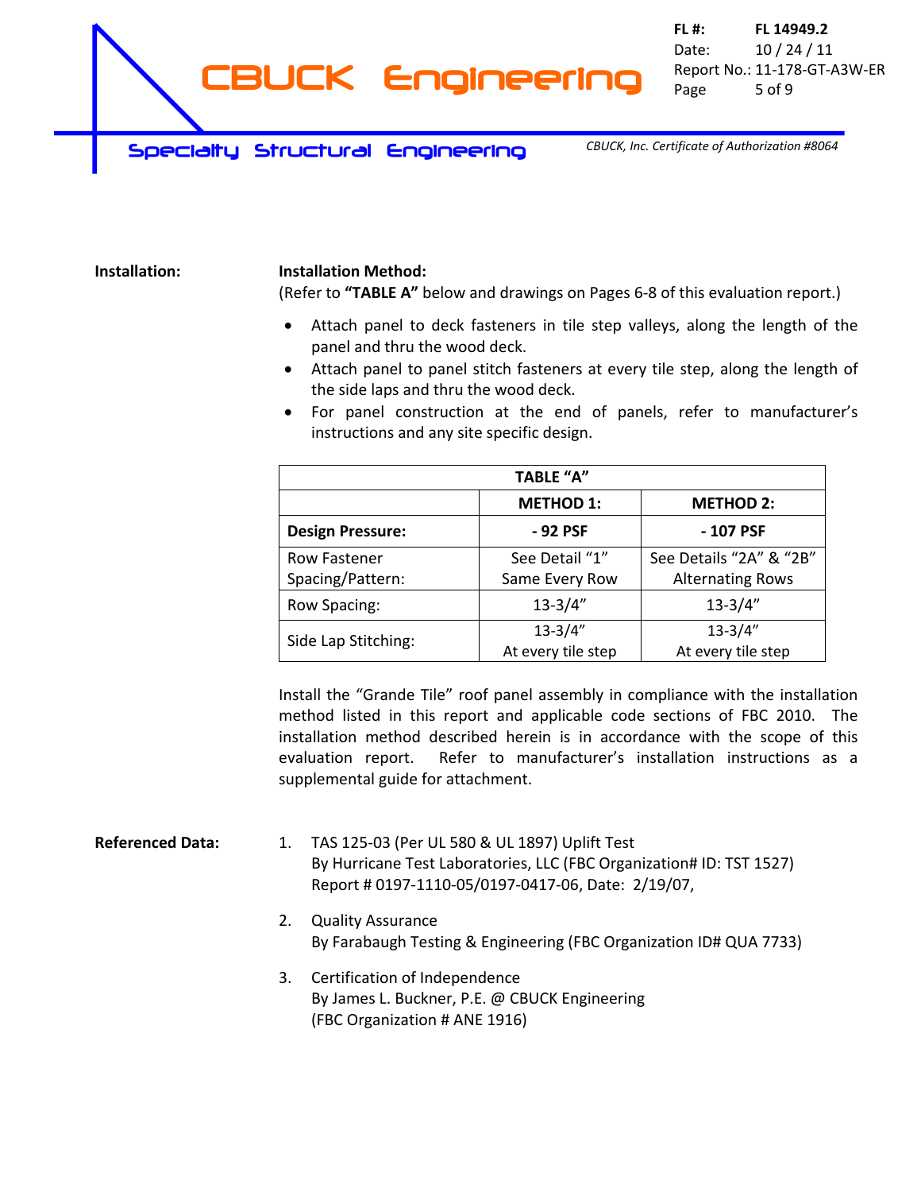**Installation:**

**Installation Method:**
(Refer to **"TABLE A"** below and drawings on Pages 6-8 of this evaluation report.)

- Attach panel to deck fasteners in tile step valleys, along the length of the panel and thru the wood deck.
- Attach panel to panel stitch fasteners at every tile step, along the length of the side laps and thru the wood deck.
- For panel construction at the end of panels, refer to manufacturer's instructions and any site specific design.

| TABLE "A" | | |
|---|---|---|
| | **METHOD 1:** | **METHOD 2:** |
| **Design Pressure:** | **- 92 PSF** | **- 107 PSF** |
| Row Fastener Spacing/Pattern: | See Detail "1" Same Every Row | See Details "2A" & "2B" Alternating Rows |
| Row Spacing: | 13-3/4" | 13-3/4" |
| Side Lap Stitching: | 13-3/4" At every tile step | 13-3/4" At every tile step |

Install the "Grande Tile" roof panel assembly in compliance with the installation method listed in this report and applicable code sections of FBC 2010. The installation method described herein is in accordance with the scope of this evaluation report. Refer to manufacturer's installation instructions as a supplemental guide for attachment.

**Referenced Data:**

1. TAS 125-03 (Per UL 580 & UL 1897) Uplift Test
   By Hurricane Test Laboratories, LLC (FBC Organization# ID: TST 1527)
   Report # 0197-1110-05/0197-0417-06, Date: 2/19/07,
2. Quality Assurance
   By Farabaugh Testing & Engineering (FBC Organization ID# QUA 7733)
3. Certification of Independence
   By James L. Buckner, P.E. @ CBUCK Engineering
   (FBC Organization # ANE 1916)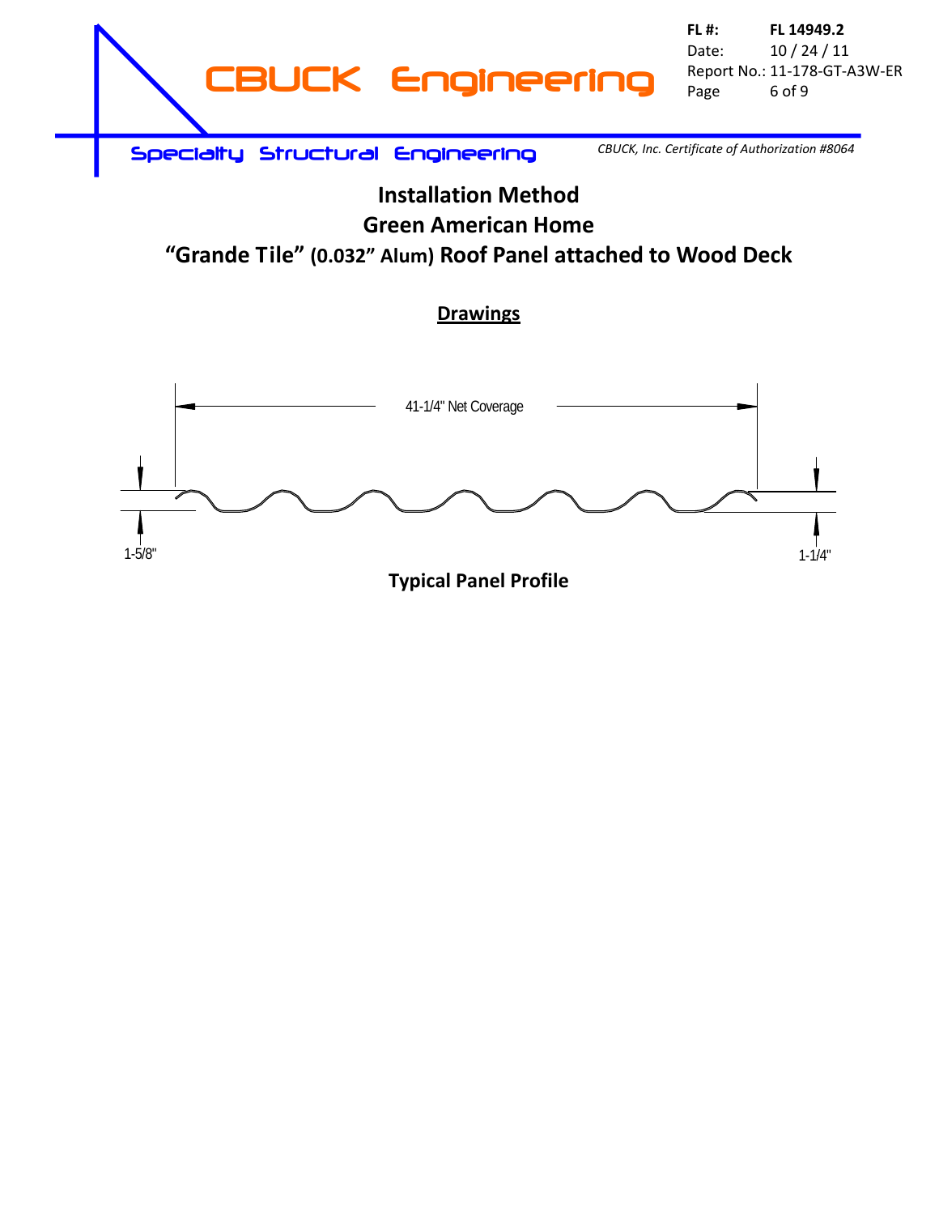# Installation Method

## Green American Home

## "Grande Tile" (0.032" Alum) Roof Panel attached to Wood Deck

**Drawings**

41-1/4" Net Coverage

1-5/8"

1-1/4"

**Typical Panel Profile**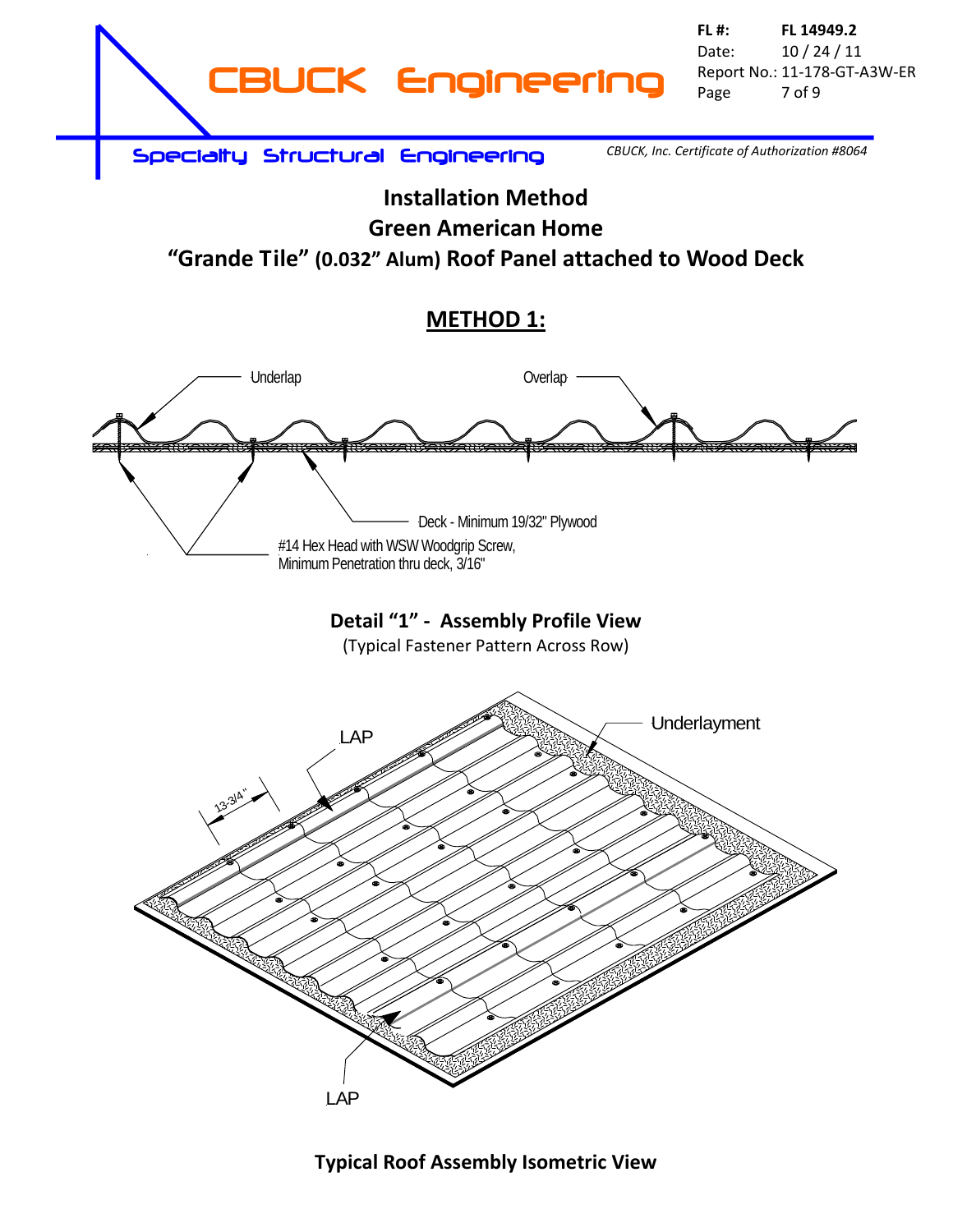# Installation Method

## Green American Home

## "Grande Tile" (0.032" Alum) Roof Panel attached to Wood Deck

### METHOD 1:

Underlap

Overlap

Deck - Minimum 19/32" Plywood

#14 Hex Head with WSW Woodgrip Screw, Minimum Penetration thru deck, 3/16"

**Detail "1" - Assembly Profile View**

(Typical Fastener Pattern Across Row)

LAP

Underlayment

13-3/4"

LAP

**Typical Roof Assembly Isometric View**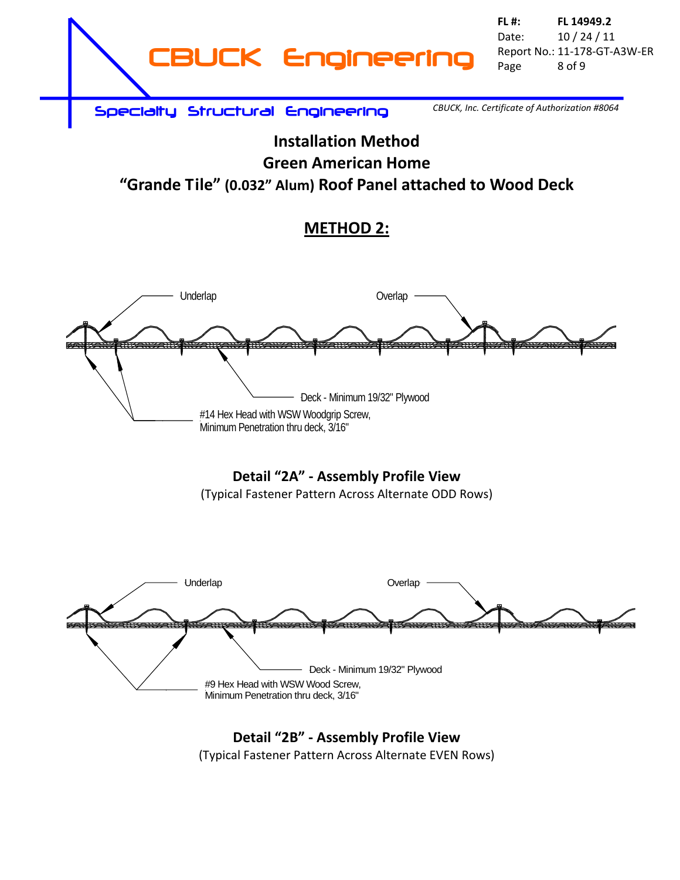# Installation Method
## Green American Home
## "Grande Tile" (0.032" Alum) Roof Panel attached to Wood Deck

## METHOD 2:

Underlap

Overlap

Deck - Minimum 19/32" Plywood

#14 Hex Head with WSW Woodgrip Screw,
Minimum Penetration thru deck, 3/16"

**Detail "2A" - Assembly Profile View**

(Typical Fastener Pattern Across Alternate ODD Rows)

Underlap

Overlap

Deck - Minimum 19/32" Plywood

#9 Hex Head with WSW Wood Screw,
Minimum Penetration thru deck, 3/16"

**Detail "2B" - Assembly Profile View**

(Typical Fastener Pattern Across Alternate EVEN Rows)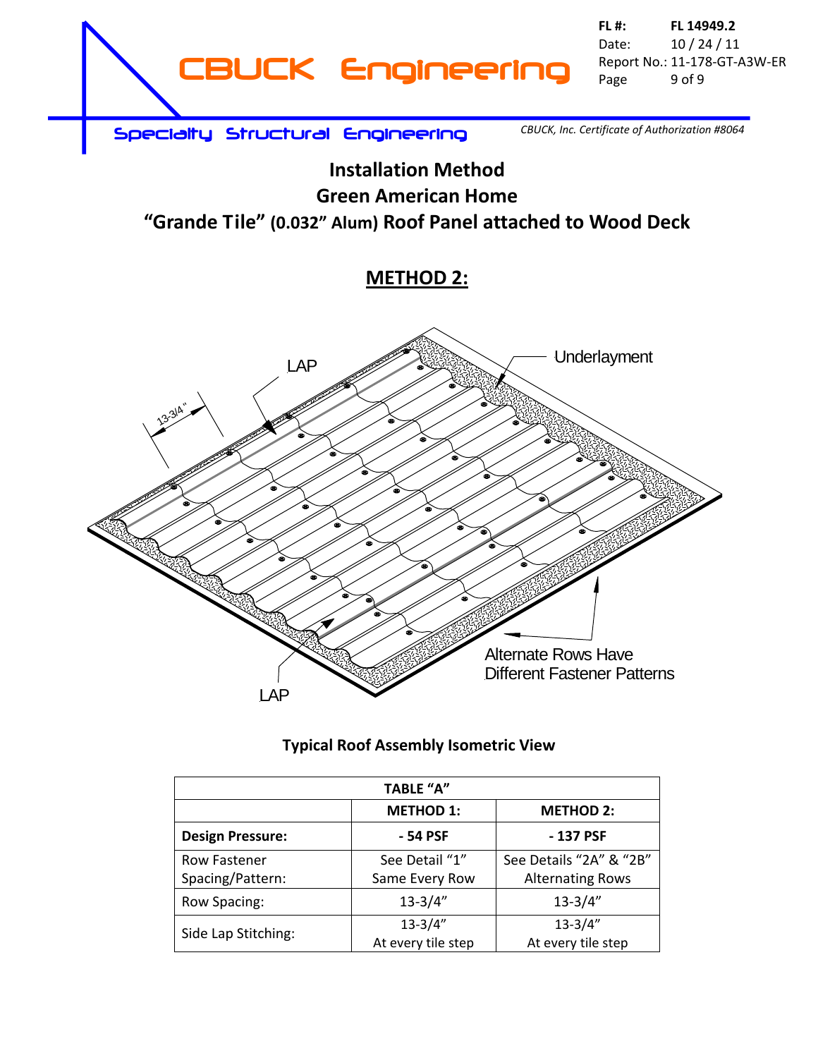# Installation Method

## Green American Home

## "Grande Tile" (0.032" Alum) Roof Panel attached to Wood Deck

### METHOD 2:

LAP

13-3/4"

Underlayment

Alternate Rows Have Different Fastener Patterns

LAP

**Typical Roof Assembly Isometric View**

| TABLE "A" | | |
|---|---|---|
| | **METHOD 1:** | **METHOD 2:** |
| **Design Pressure:** | **- 54 PSF** | **- 137 PSF** |
| Row Fastener Spacing/Pattern: | See Detail "1" Same Every Row | See Details "2A" & "2B" Alternating Rows |
| Row Spacing: | 13-3/4" | 13-3/4" |
| Side Lap Stitching: | 13-3/4" At every tile step | 13-3/4" At every tile step |